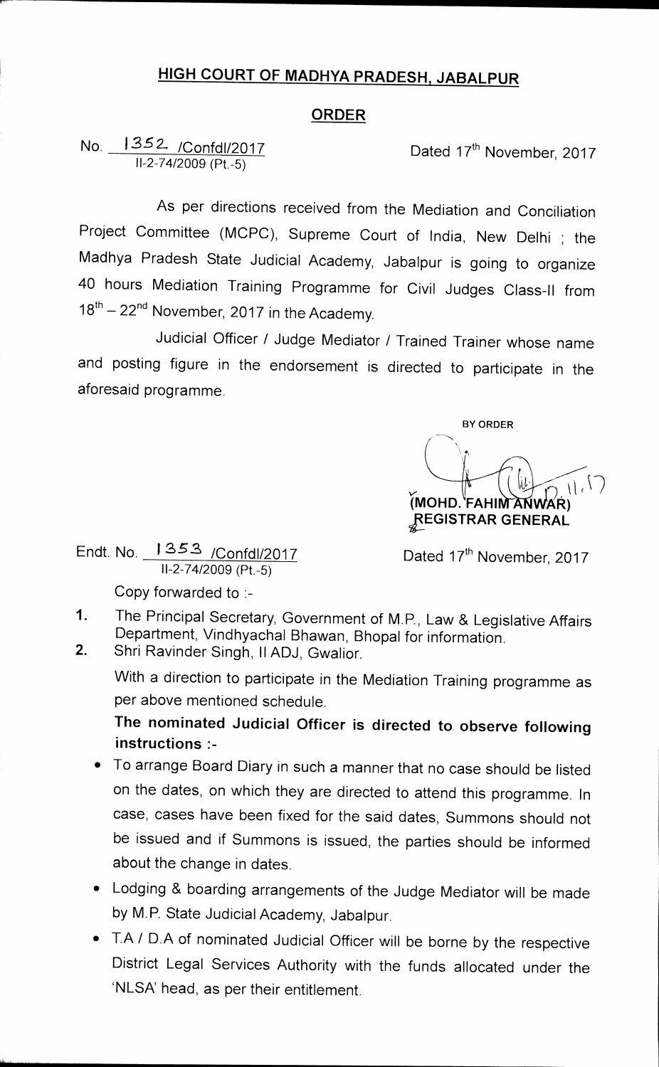# HIGH COURT OF MADHYA PRADESH, JABALPUR

## ORDER

No. 1352 /Confdl/2017
II-2-74/2009 (Pt.-5)

Dated 17th November, 2017

As per directions received from the Mediation and Conciliation Project Committee (MCPC), Supreme Court of India, New Delhi ; the Madhya Pradesh State Judicial Academy, Jabalpur is going to organize 40 hours Mediation Training Programme for Civil Judges Class-II from 18th – 22nd November, 2017 in the Academy.

Judicial Officer / Judge Mediator / Trained Trainer whose name and posting figure in the endorsement is directed to participate in the aforesaid programme.

BY ORDER

(MOHD. FAHIM ANWAR)
REGISTRAR GENERAL

Endt. No. 1353 /Confdl/2017
II-2-74/2009 (Pt.-5)

Dated 17th November, 2017

Copy forwarded to :-

1. The Principal Secretary, Government of M.P., Law & Legislative Affairs Department, Vindhyachal Bhawan, Bhopal for information.
2. Shri Ravinder Singh, II ADJ, Gwalior.

With a direction to participate in the Mediation Training programme as per above mentioned schedule.

**The nominated Judicial Officer is directed to observe following instructions :-**

- To arrange Board Diary in such a manner that no case should be listed on the dates, on which they are directed to attend this programme. In case, cases have been fixed for the said dates, Summons should not be issued and if Summons is issued, the parties should be informed about the change in dates.
- Lodging & boarding arrangements of the Judge Mediator will be made by M.P. State Judicial Academy, Jabalpur.
- T.A / D.A of nominated Judicial Officer will be borne by the respective District Legal Services Authority with the funds allocated under the 'NLSA' head, as per their entitlement.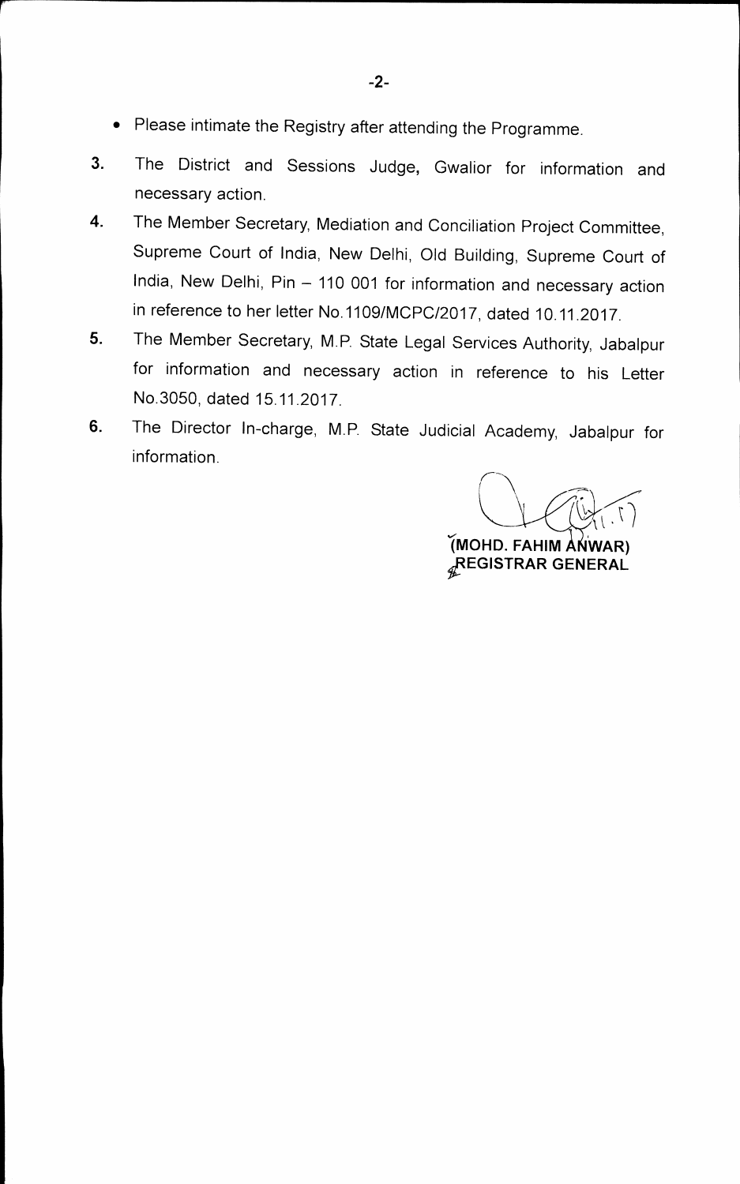- Please intimate the Registry after attending the Programme.

3. The District and Sessions Judge, Gwalior for information and necessary action.
4. The Member Secretary, Mediation and Conciliation Project Committee, Supreme Court of India, New Delhi, Old Building, Supreme Court of India, New Delhi, Pin – 110 001 for information and necessary action in reference to her letter No.1109/MCPC/2017, dated 10.11.2017.
5. The Member Secretary, M.P. State Legal Services Authority, Jabalpur for information and necessary action in reference to his Letter No.3050, dated 15.11.2017.
6. The Director In-charge, M.P. State Judicial Academy, Jabalpur for information.

**(MOHD. FAHIM ANWAR)**
**REGISTRAR GENERAL**